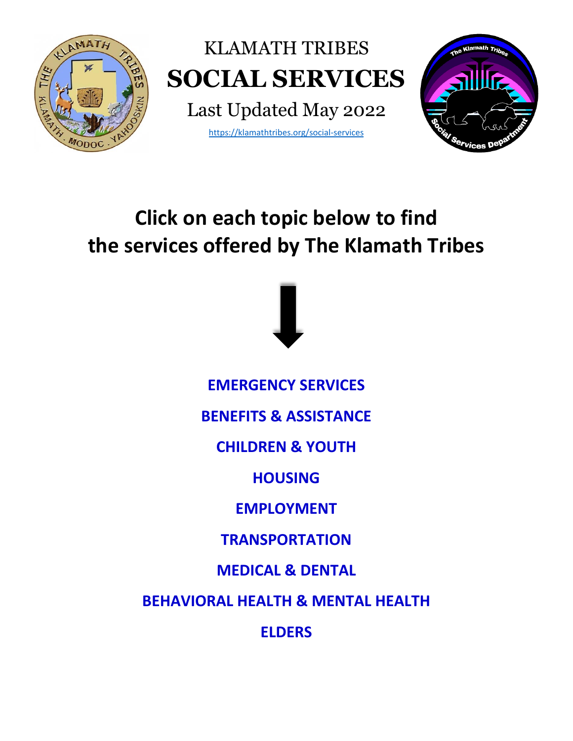# KLAMATH TRIBES

# SOCIAL SERVICES

Last Updated May 2022

https://klamathtribes.org/social-services

## Click on each topic below to find the services offered by The Klamath Tribes

**EMERGENCY SERVICES**

**BENEFITS & ASSISTANCE**

**CHILDREN & YOUTH**

**HOUSING**

**EMPLOYMENT**

**TRANSPORTATION**

**MEDICAL & DENTAL**

**BEHAVIORAL HEALTH & MENTAL HEALTH**

**ELDERS**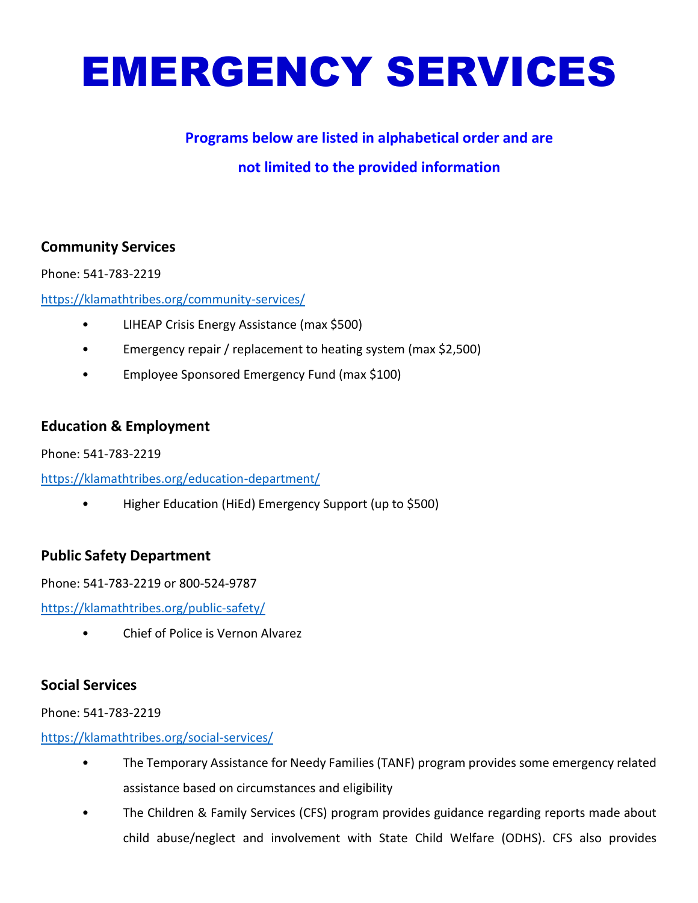# EMERGENCY SERVICES

**Programs below are listed in alphabetical order and are not limited to the provided information**

### Community Services

Phone: 541-783-2219

https://klamathtribes.org/community-services/

- LIHEAP Crisis Energy Assistance (max $500)
- Emergency repair / replacement to heating system (max $2,500)
- Employee Sponsored Emergency Fund (max $100)

### Education & Employment

Phone: 541-783-2219

https://klamathtribes.org/education-department/

- Higher Education (HiEd) Emergency Support (up to $500)

### Public Safety Department

Phone: 541-783-2219 or 800-524-9787

https://klamathtribes.org/public-safety/

- Chief of Police is Vernon Alvarez

### Social Services

Phone: 541-783-2219

https://klamathtribes.org/social-services/

- The Temporary Assistance for Needy Families (TANF) program provides some emergency related assistance based on circumstances and eligibility
- The Children & Family Services (CFS) program provides guidance regarding reports made about child abuse/neglect and involvement with State Child Welfare (ODHS). CFS also provides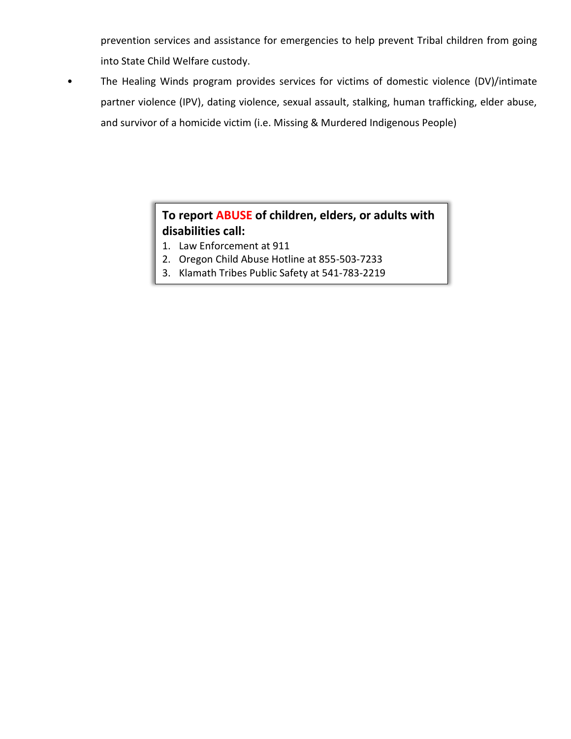prevention services and assistance for emergencies to help prevent Tribal children from going into State Child Welfare custody.

- The Healing Winds program provides services for victims of domestic violence (DV)/intimate partner violence (IPV), dating violence, sexual assault, stalking, human trafficking, elder abuse, and survivor of a homicide victim (i.e. Missing & Murdered Indigenous People)

**To report ABUSE of children, elders, or adults with disabilities call:**

1. Law Enforcement at 911
2. Oregon Child Abuse Hotline at 855-503-7233
3. Klamath Tribes Public Safety at 541-783-2219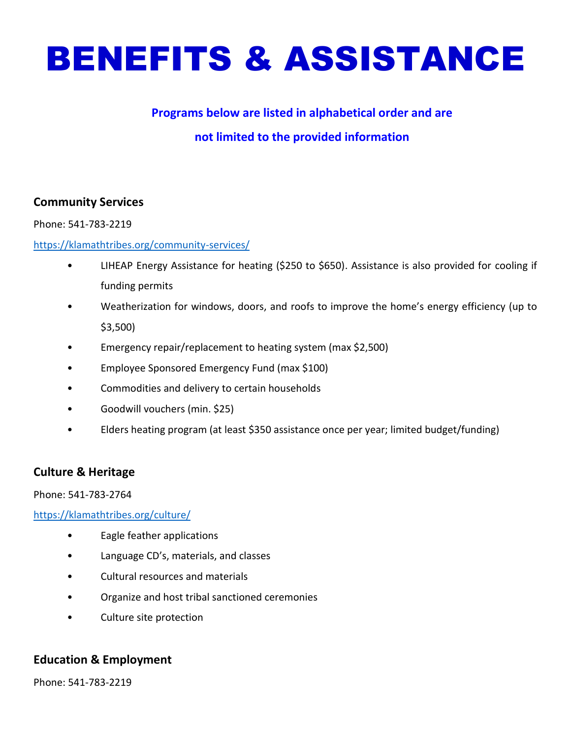# BENEFITS & ASSISTANCE

**Programs below are listed in alphabetical order and are not limited to the provided information**

### Community Services

Phone: 541-783-2219

https://klamathtribes.org/community-services/

- LIHEAP Energy Assistance for heating ($250 to $650). Assistance is also provided for cooling if funding permits
- Weatherization for windows, doors, and roofs to improve the home's energy efficiency (up to $3,500)
- Emergency repair/replacement to heating system (max $2,500)
- Employee Sponsored Emergency Fund (max $100)
- Commodities and delivery to certain households
- Goodwill vouchers (min. $25)
- Elders heating program (at least $350 assistance once per year; limited budget/funding)

### Culture & Heritage

Phone: 541-783-2764

https://klamathtribes.org/culture/

- Eagle feather applications
- Language CD's, materials, and classes
- Cultural resources and materials
- Organize and host tribal sanctioned ceremonies
- Culture site protection

### Education & Employment

Phone: 541-783-2219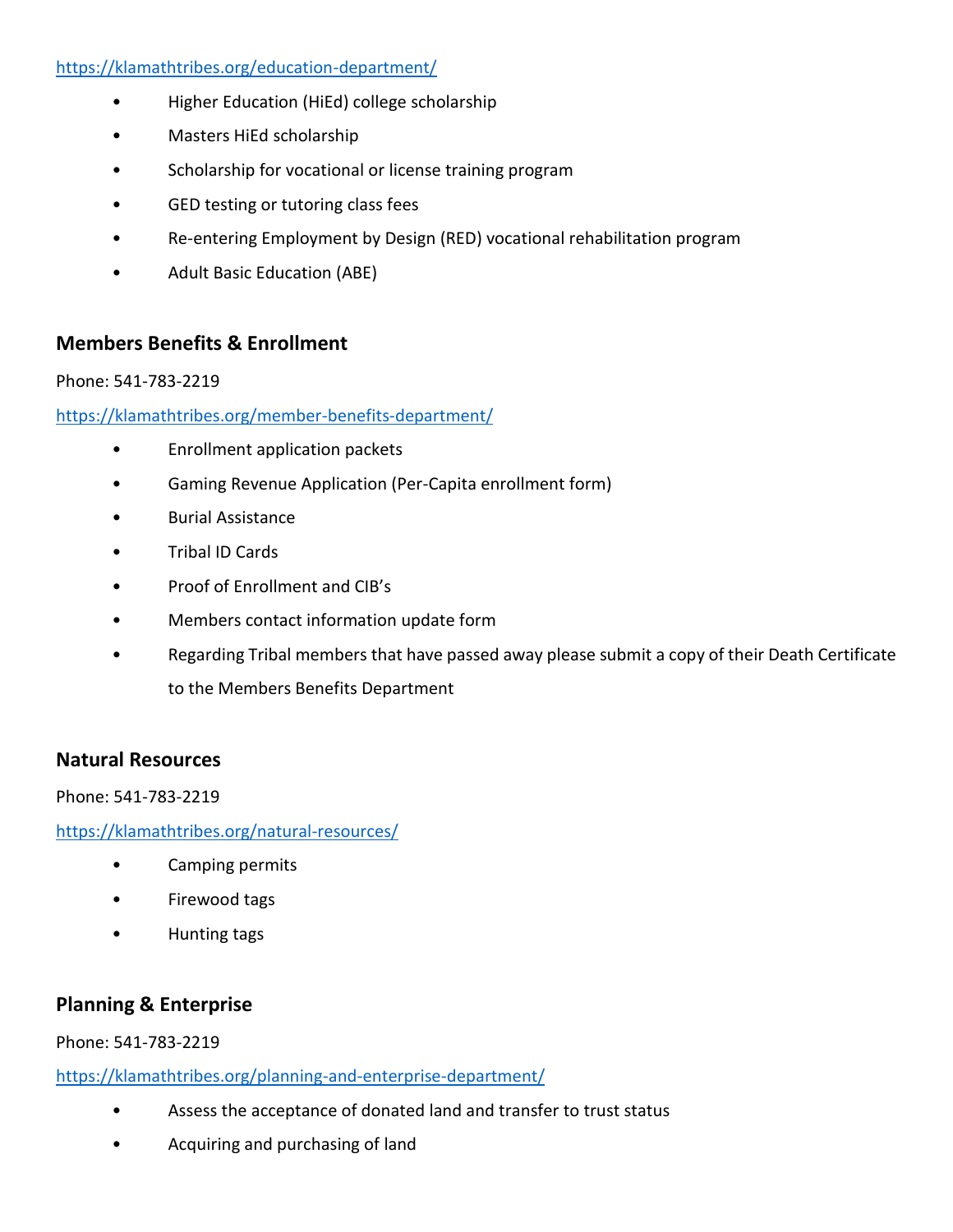https://klamathtribes.org/education-department/

- Higher Education (HiEd) college scholarship
- Masters HiEd scholarship
- Scholarship for vocational or license training program
- GED testing or tutoring class fees
- Re-entering Employment by Design (RED) vocational rehabilitation program
- Adult Basic Education (ABE)

### Members Benefits & Enrollment

Phone: 541-783-2219

https://klamathtribes.org/member-benefits-department/

- Enrollment application packets
- Gaming Revenue Application (Per-Capita enrollment form)
- Burial Assistance
- Tribal ID Cards
- Proof of Enrollment and CIB's
- Members contact information update form
- Regarding Tribal members that have passed away please submit a copy of their Death Certificate to the Members Benefits Department

### Natural Resources

Phone: 541-783-2219

https://klamathtribes.org/natural-resources/

- Camping permits
- Firewood tags
- Hunting tags

### Planning & Enterprise

Phone: 541-783-2219

https://klamathtribes.org/planning-and-enterprise-department/

- Assess the acceptance of donated land and transfer to trust status
- Acquiring and purchasing of land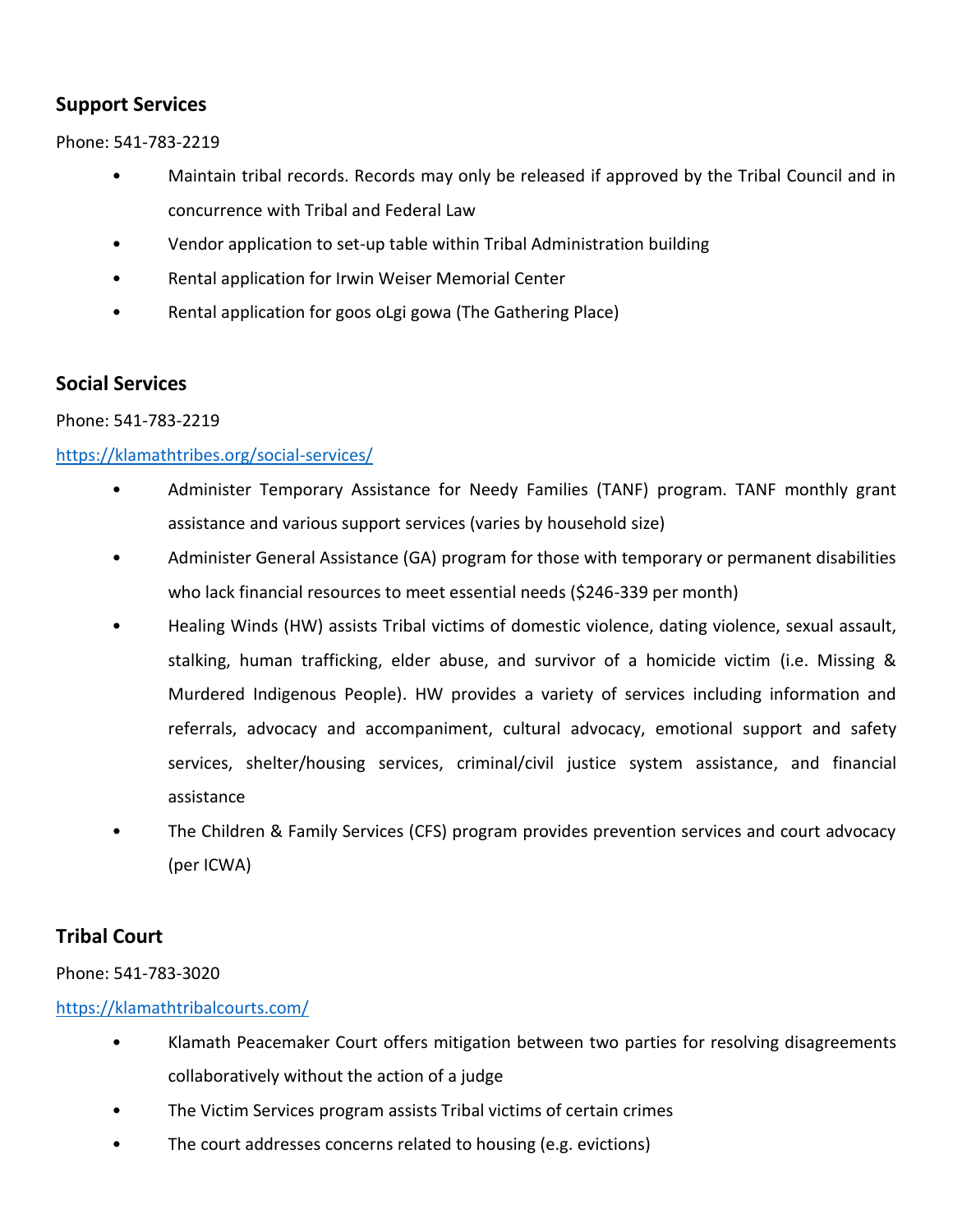### Support Services

Phone: 541-783-2219

- Maintain tribal records. Records may only be released if approved by the Tribal Council and in concurrence with Tribal and Federal Law
- Vendor application to set-up table within Tribal Administration building
- Rental application for Irwin Weiser Memorial Center
- Rental application for goos oLgi gowa (The Gathering Place)

### Social Services

Phone: 541-783-2219

https://klamathtribes.org/social-services/

- Administer Temporary Assistance for Needy Families (TANF) program. TANF monthly grant assistance and various support services (varies by household size)
- Administer General Assistance (GA) program for those with temporary or permanent disabilities who lack financial resources to meet essential needs ($246-339 per month)
- Healing Winds (HW) assists Tribal victims of domestic violence, dating violence, sexual assault, stalking, human trafficking, elder abuse, and survivor of a homicide victim (i.e. Missing & Murdered Indigenous People). HW provides a variety of services including information and referrals, advocacy and accompaniment, cultural advocacy, emotional support and safety services, shelter/housing services, criminal/civil justice system assistance, and financial assistance
- The Children & Family Services (CFS) program provides prevention services and court advocacy (per ICWA)

### Tribal Court

Phone: 541-783-3020

https://klamathtribalcourts.com/

- Klamath Peacemaker Court offers mitigation between two parties for resolving disagreements collaboratively without the action of a judge
- The Victim Services program assists Tribal victims of certain crimes
- The court addresses concerns related to housing (e.g. evictions)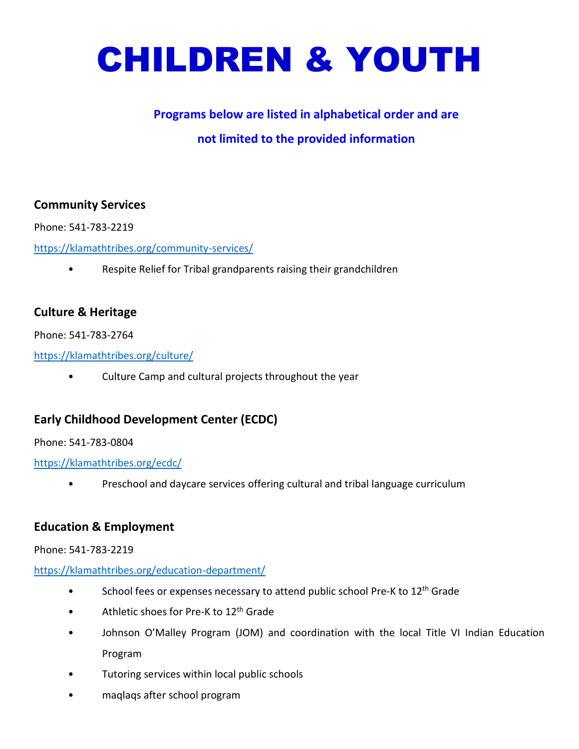# CHILDREN & YOUTH

**Programs below are listed in alphabetical order and are not limited to the provided information**

### Community Services

Phone: 541-783-2219

https://klamathtribes.org/community-services/

- Respite Relief for Tribal grandparents raising their grandchildren

### Culture & Heritage

Phone: 541-783-2764

https://klamathtribes.org/culture/

- Culture Camp and cultural projects throughout the year

### Early Childhood Development Center (ECDC)

Phone: 541-783-0804

https://klamathtribes.org/ecdc/

- Preschool and daycare services offering cultural and tribal language curriculum

### Education & Employment

Phone: 541-783-2219

https://klamathtribes.org/education-department/

- School fees or expenses necessary to attend public school Pre-K to 12th Grade
- Athletic shoes for Pre-K to 12th Grade
- Johnson O'Malley Program (JOM) and coordination with the local Title VI Indian Education Program
- Tutoring services within local public schools
- maqlaqs after school program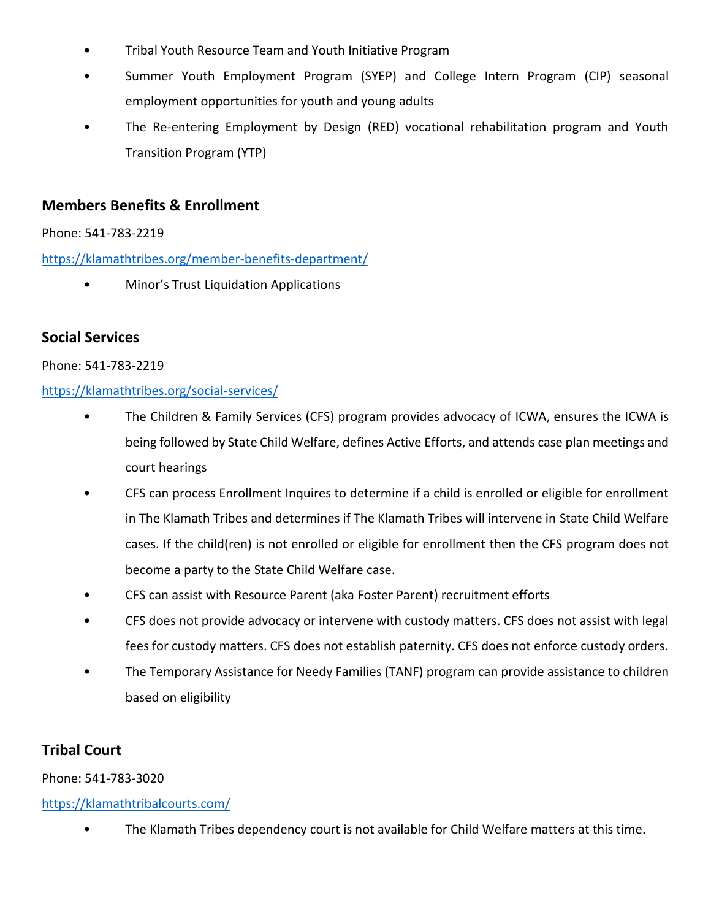- Tribal Youth Resource Team and Youth Initiative Program
- Summer Youth Employment Program (SYEP) and College Intern Program (CIP) seasonal employment opportunities for youth and young adults
- The Re-entering Employment by Design (RED) vocational rehabilitation program and Youth Transition Program (YTP)

### Members Benefits & Enrollment

Phone: 541-783-2219

https://klamathtribes.org/member-benefits-department/

- Minor's Trust Liquidation Applications

### Social Services

Phone: 541-783-2219

https://klamathtribes.org/social-services/

- The Children & Family Services (CFS) program provides advocacy of ICWA, ensures the ICWA is being followed by State Child Welfare, defines Active Efforts, and attends case plan meetings and court hearings
- CFS can process Enrollment Inquires to determine if a child is enrolled or eligible for enrollment in The Klamath Tribes and determines if The Klamath Tribes will intervene in State Child Welfare cases. If the child(ren) is not enrolled or eligible for enrollment then the CFS program does not become a party to the State Child Welfare case.
- CFS can assist with Resource Parent (aka Foster Parent) recruitment efforts
- CFS does not provide advocacy or intervene with custody matters. CFS does not assist with legal fees for custody matters. CFS does not establish paternity. CFS does not enforce custody orders.
- The Temporary Assistance for Needy Families (TANF) program can provide assistance to children based on eligibility

### Tribal Court

Phone: 541-783-3020

https://klamathtribalcourts.com/

- The Klamath Tribes dependency court is not available for Child Welfare matters at this time.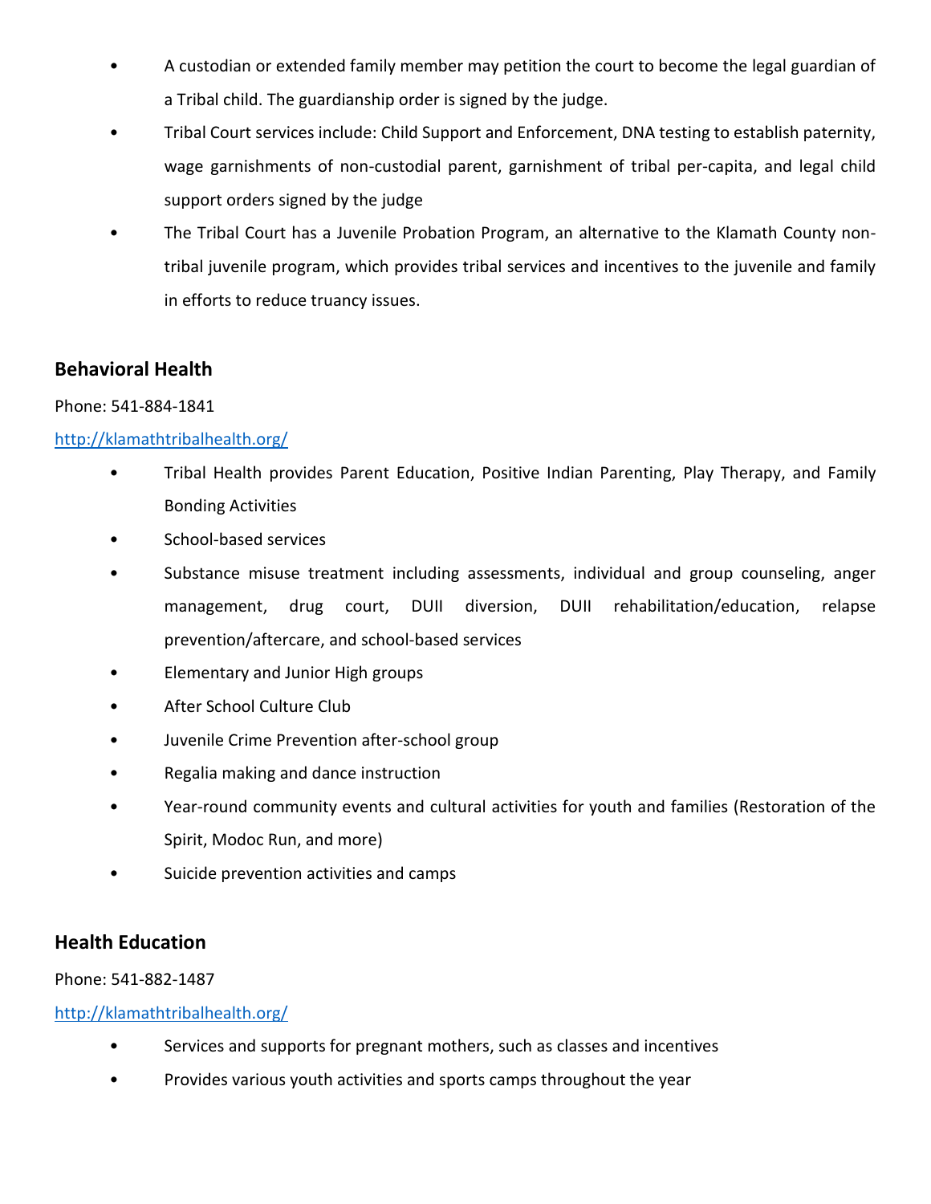- A custodian or extended family member may petition the court to become the legal guardian of a Tribal child. The guardianship order is signed by the judge.
- Tribal Court services include: Child Support and Enforcement, DNA testing to establish paternity, wage garnishments of non-custodial parent, garnishment of tribal per-capita, and legal child support orders signed by the judge
- The Tribal Court has a Juvenile Probation Program, an alternative to the Klamath County non-tribal juvenile program, which provides tribal services and incentives to the juvenile and family in efforts to reduce truancy issues.

## Behavioral Health

Phone: 541-884-1841

[http://klamathtribalhealth.org/](http://klamathtribalhealth.org/)

- Tribal Health provides Parent Education, Positive Indian Parenting, Play Therapy, and Family Bonding Activities
- School-based services
- Substance misuse treatment including assessments, individual and group counseling, anger management, drug court, DUII diversion, DUII rehabilitation/education, relapse prevention/aftercare, and school-based services
- Elementary and Junior High groups
- After School Culture Club
- Juvenile Crime Prevention after-school group
- Regalia making and dance instruction
- Year-round community events and cultural activities for youth and families (Restoration of the Spirit, Modoc Run, and more)
- Suicide prevention activities and camps

## Health Education

Phone: 541-882-1487

[http://klamathtribalhealth.org/](http://klamathtribalhealth.org/)

- Services and supports for pregnant mothers, such as classes and incentives
- Provides various youth activities and sports camps throughout the year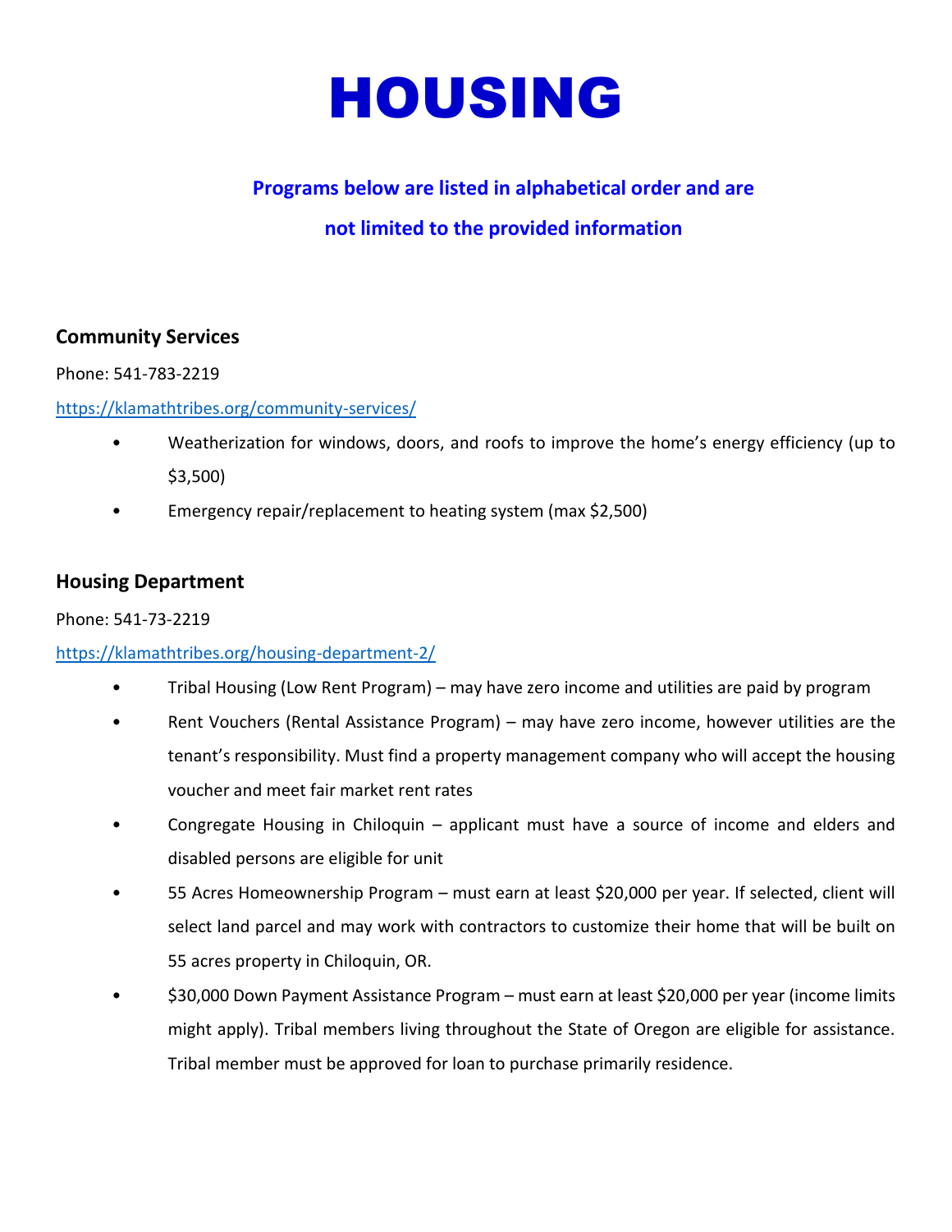# HOUSING

**Programs below are listed in alphabetical order and are not limited to the provided information**

### Community Services

Phone: 541-783-2219

https://klamathtribes.org/community-services/

- Weatherization for windows, doors, and roofs to improve the home's energy efficiency (up to $3,500)
- Emergency repair/replacement to heating system (max $2,500)

### Housing Department

Phone: 541-73-2219

https://klamathtribes.org/housing-department-2/

- Tribal Housing (Low Rent Program) – may have zero income and utilities are paid by program
- Rent Vouchers (Rental Assistance Program) – may have zero income, however utilities are the tenant's responsibility. Must find a property management company who will accept the housing voucher and meet fair market rent rates
- Congregate Housing in Chiloquin – applicant must have a source of income and elders and disabled persons are eligible for unit
- 55 Acres Homeownership Program – must earn at least $20,000 per year. If selected, client will select land parcel and may work with contractors to customize their home that will be built on 55 acres property in Chiloquin, OR.
- $30,000 Down Payment Assistance Program – must earn at least $20,000 per year (income limits might apply). Tribal members living throughout the State of Oregon are eligible for assistance. Tribal member must be approved for loan to purchase primarily residence.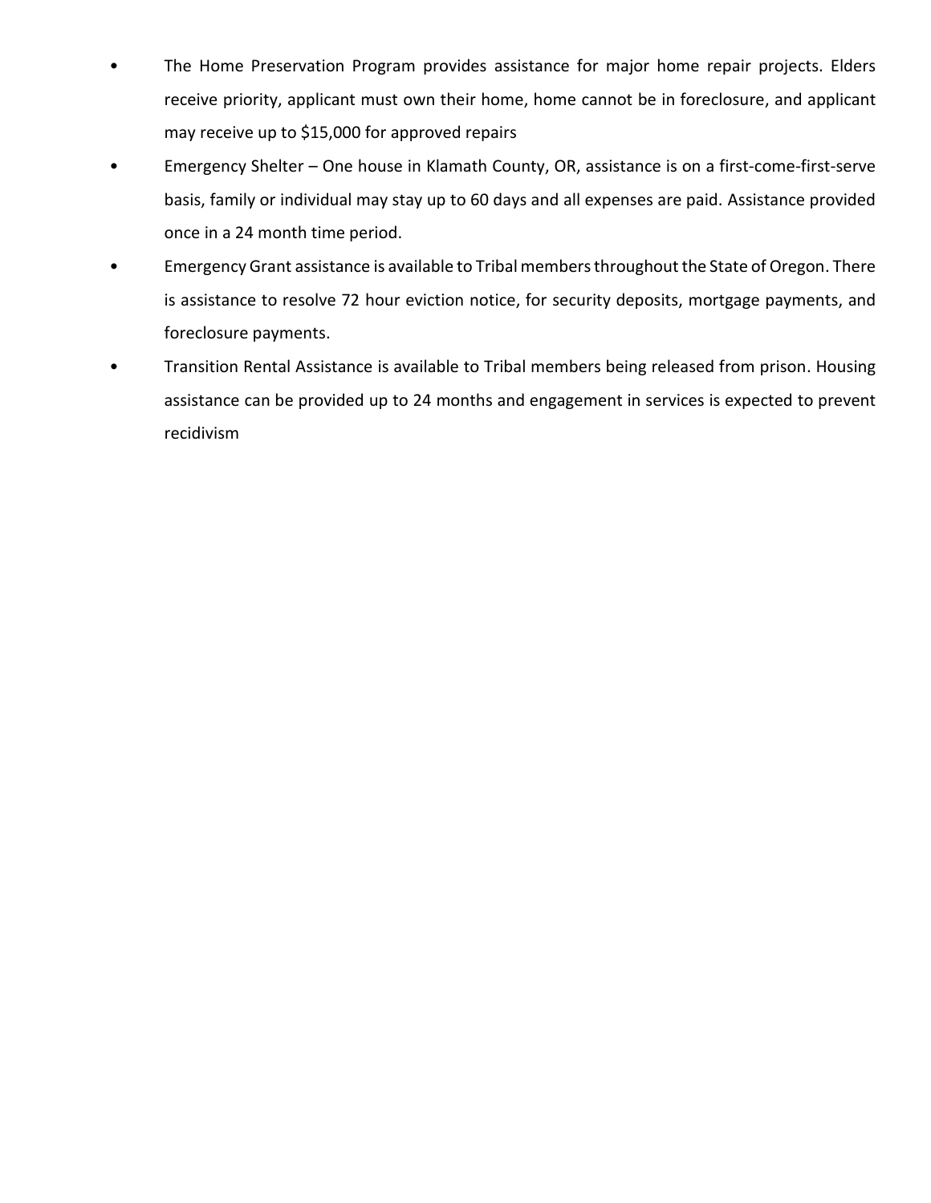- The Home Preservation Program provides assistance for major home repair projects. Elders receive priority, applicant must own their home, home cannot be in foreclosure, and applicant may receive up to $15,000 for approved repairs
- Emergency Shelter – One house in Klamath County, OR, assistance is on a first-come-first-serve basis, family or individual may stay up to 60 days and all expenses are paid. Assistance provided once in a 24 month time period.
- Emergency Grant assistance is available to Tribal members throughout the State of Oregon. There is assistance to resolve 72 hour eviction notice, for security deposits, mortgage payments, and foreclosure payments.
- Transition Rental Assistance is available to Tribal members being released from prison. Housing assistance can be provided up to 24 months and engagement in services is expected to prevent recidivism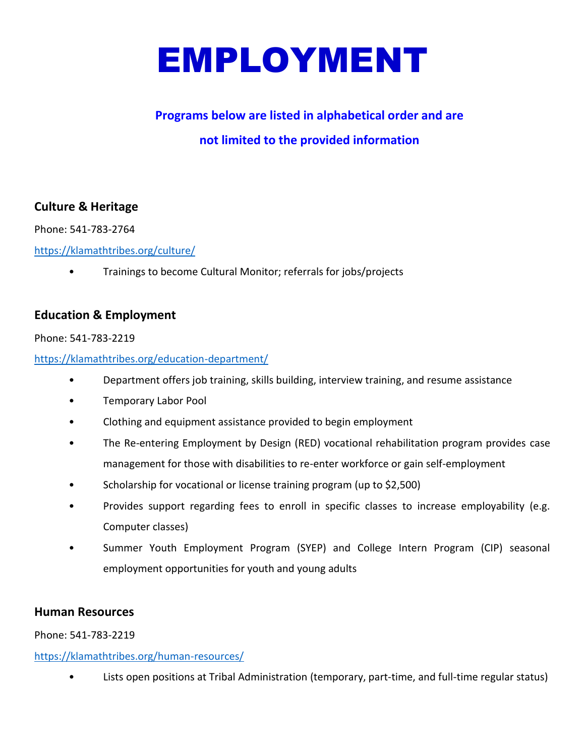# EMPLOYMENT

**Programs below are listed in alphabetical order and are not limited to the provided information**

### Culture & Heritage

Phone: 541-783-2764

https://klamathtribes.org/culture/

- Trainings to become Cultural Monitor; referrals for jobs/projects

### Education & Employment

Phone: 541-783-2219

https://klamathtribes.org/education-department/

- Department offers job training, skills building, interview training, and resume assistance
- Temporary Labor Pool
- Clothing and equipment assistance provided to begin employment
- The Re-entering Employment by Design (RED) vocational rehabilitation program provides case management for those with disabilities to re-enter workforce or gain self-employment
- Scholarship for vocational or license training program (up to $2,500)
- Provides support regarding fees to enroll in specific classes to increase employability (e.g. Computer classes)
- Summer Youth Employment Program (SYEP) and College Intern Program (CIP) seasonal employment opportunities for youth and young adults

### Human Resources

Phone: 541-783-2219

https://klamathtribes.org/human-resources/

- Lists open positions at Tribal Administration (temporary, part-time, and full-time regular status)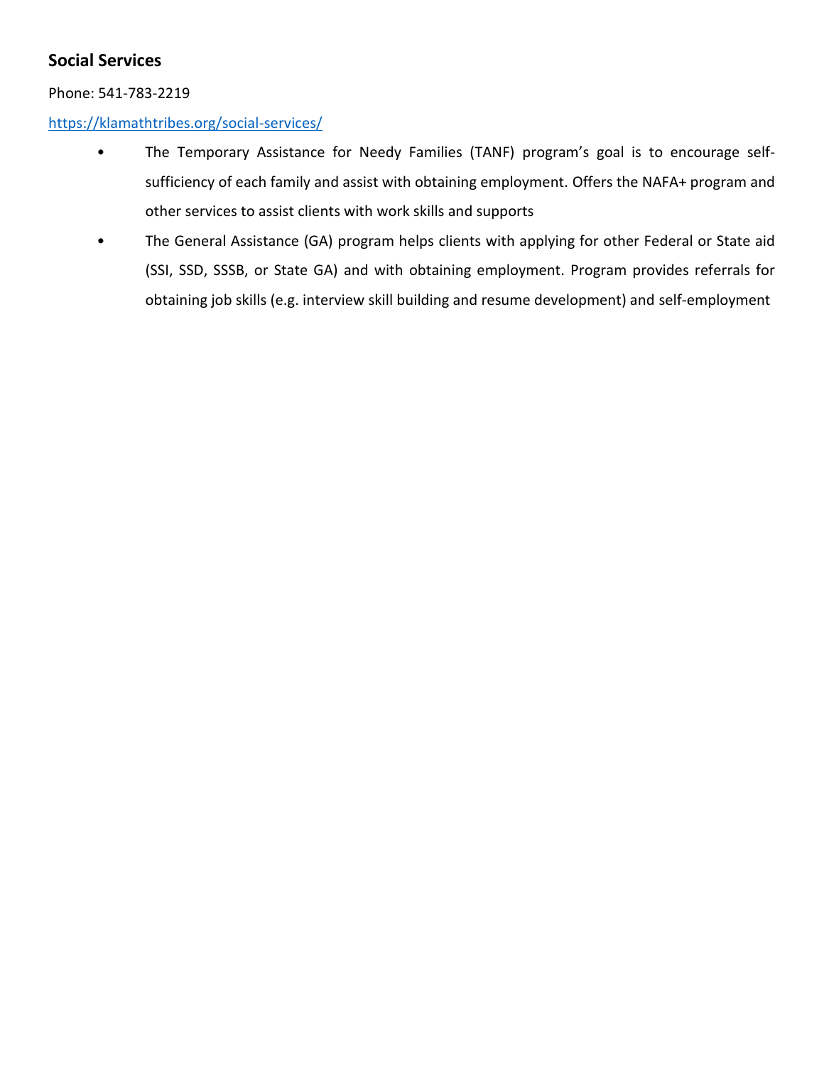### Social Services

Phone: 541-783-2219

https://klamathtribes.org/social-services/

- The Temporary Assistance for Needy Families (TANF) program's goal is to encourage self-sufficiency of each family and assist with obtaining employment. Offers the NAFA+ program and other services to assist clients with work skills and supports
- The General Assistance (GA) program helps clients with applying for other Federal or State aid (SSI, SSD, SSSB, or State GA) and with obtaining employment. Program provides referrals for obtaining job skills (e.g. interview skill building and resume development) and self-employment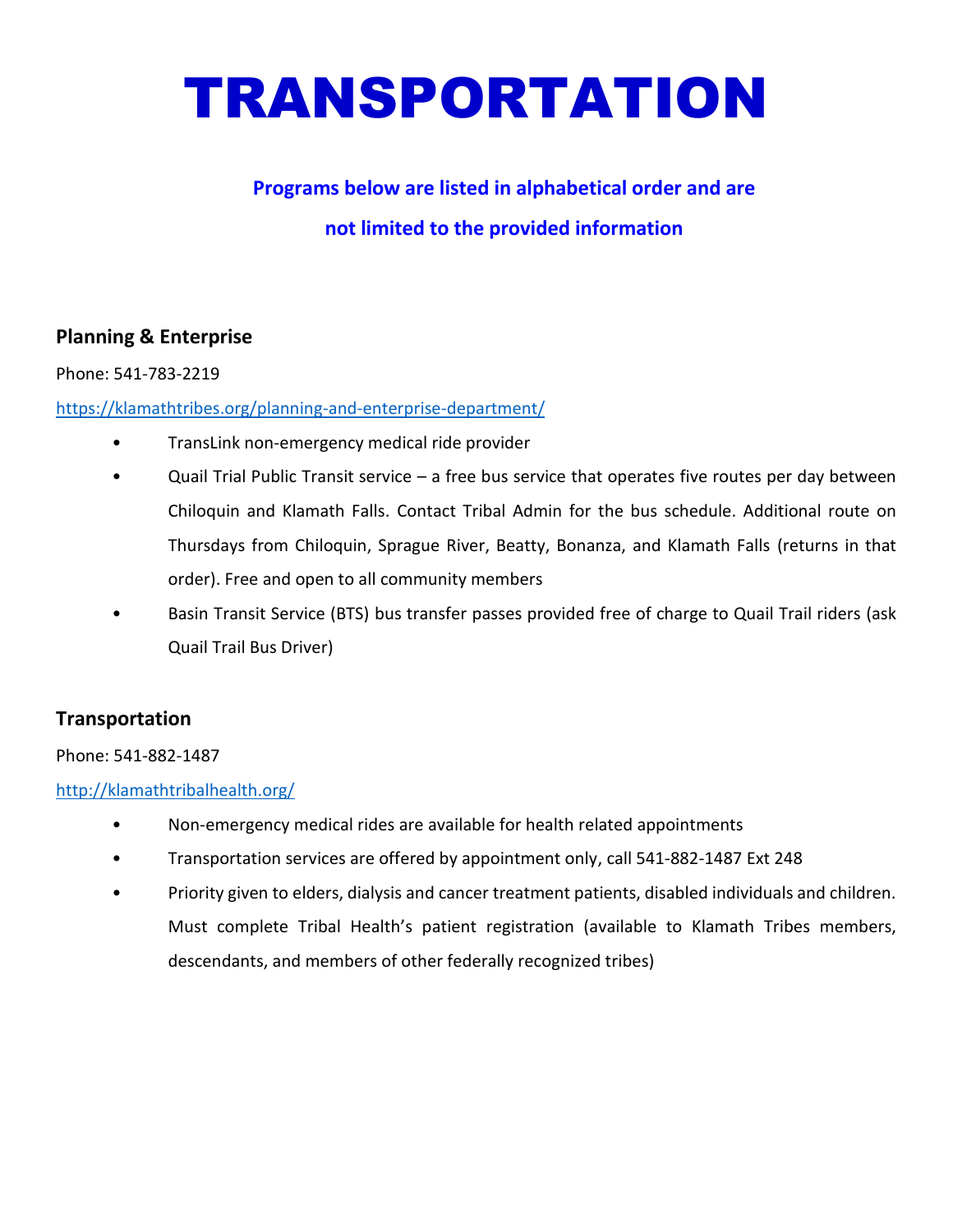# TRANSPORTATION

**Programs below are listed in alphabetical order and are not limited to the provided information**

### Planning & Enterprise

Phone: 541-783-2219

https://klamathtribes.org/planning-and-enterprise-department/

- TransLink non-emergency medical ride provider
- Quail Trial Public Transit service – a free bus service that operates five routes per day between Chiloquin and Klamath Falls. Contact Tribal Admin for the bus schedule. Additional route on Thursdays from Chiloquin, Sprague River, Beatty, Bonanza, and Klamath Falls (returns in that order). Free and open to all community members
- Basin Transit Service (BTS) bus transfer passes provided free of charge to Quail Trail riders (ask Quail Trail Bus Driver)

### Transportation

Phone: 541-882-1487

http://klamathtribalhealth.org/

- Non-emergency medical rides are available for health related appointments
- Transportation services are offered by appointment only, call 541-882-1487 Ext 248
- Priority given to elders, dialysis and cancer treatment patients, disabled individuals and children. Must complete Tribal Health's patient registration (available to Klamath Tribes members, descendants, and members of other federally recognized tribes)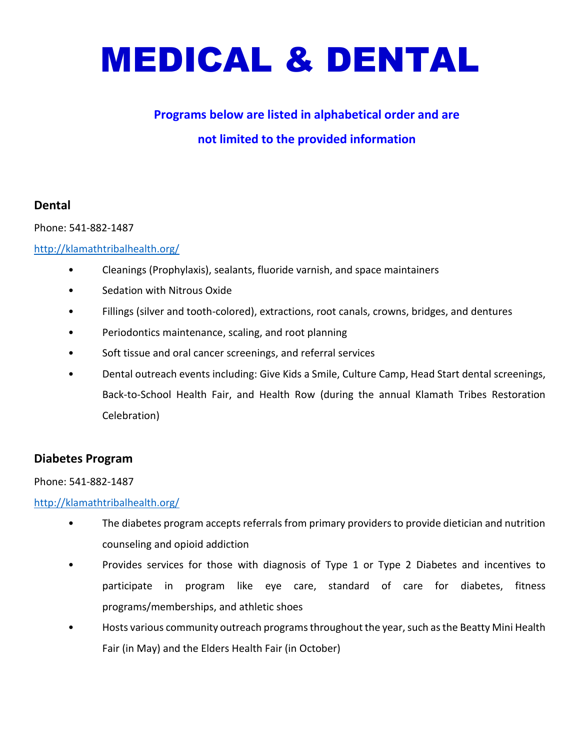# MEDICAL & DENTAL

**Programs below are listed in alphabetical order and are not limited to the provided information**

### Dental

Phone: 541-882-1487

http://klamathtribalhealth.org/

- Cleanings (Prophylaxis), sealants, fluoride varnish, and space maintainers
- Sedation with Nitrous Oxide
- Fillings (silver and tooth-colored), extractions, root canals, crowns, bridges, and dentures
- Periodontics maintenance, scaling, and root planning
- Soft tissue and oral cancer screenings, and referral services
- Dental outreach events including: Give Kids a Smile, Culture Camp, Head Start dental screenings, Back-to-School Health Fair, and Health Row (during the annual Klamath Tribes Restoration Celebration)

### Diabetes Program

Phone: 541-882-1487

http://klamathtribalhealth.org/

- The diabetes program accepts referrals from primary providers to provide dietician and nutrition counseling and opioid addiction
- Provides services for those with diagnosis of Type 1 or Type 2 Diabetes and incentives to participate in program like eye care, standard of care for diabetes, fitness programs/memberships, and athletic shoes
- Hosts various community outreach programs throughout the year, such as the Beatty Mini Health Fair (in May) and the Elders Health Fair (in October)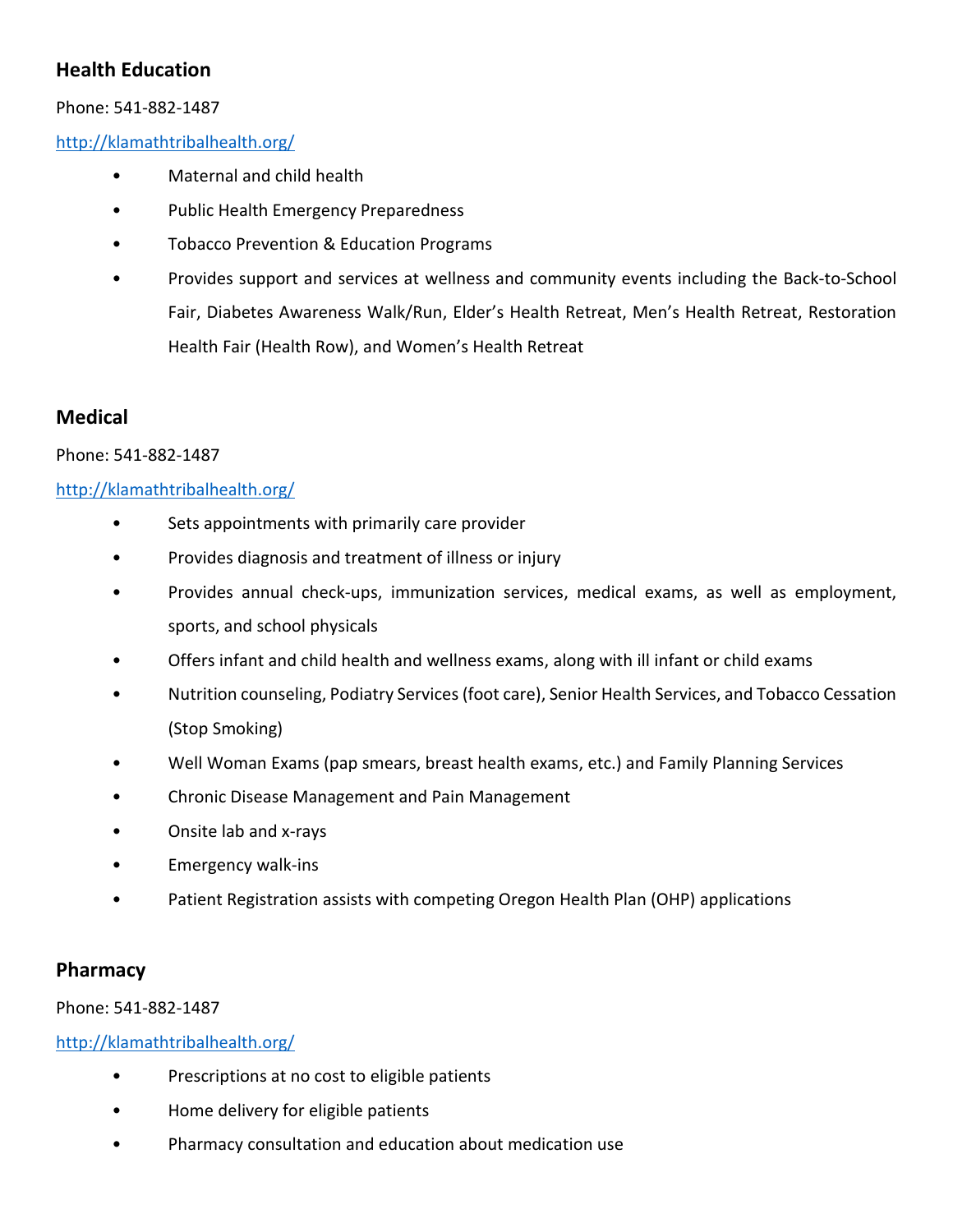### Health Education

Phone: 541-882-1487

http://klamathtribalhealth.org/

- Maternal and child health
- Public Health Emergency Preparedness
- Tobacco Prevention & Education Programs
- Provides support and services at wellness and community events including the Back-to-School Fair, Diabetes Awareness Walk/Run, Elder's Health Retreat, Men's Health Retreat, Restoration Health Fair (Health Row), and Women's Health Retreat

### Medical

Phone: 541-882-1487

http://klamathtribalhealth.org/

- Sets appointments with primarily care provider
- Provides diagnosis and treatment of illness or injury
- Provides annual check-ups, immunization services, medical exams, as well as employment, sports, and school physicals
- Offers infant and child health and wellness exams, along with ill infant or child exams
- Nutrition counseling, Podiatry Services (foot care), Senior Health Services, and Tobacco Cessation (Stop Smoking)
- Well Woman Exams (pap smears, breast health exams, etc.) and Family Planning Services
- Chronic Disease Management and Pain Management
- Onsite lab and x-rays
- Emergency walk-ins
- Patient Registration assists with competing Oregon Health Plan (OHP) applications

### Pharmacy

Phone: 541-882-1487

http://klamathtribalhealth.org/

- Prescriptions at no cost to eligible patients
- Home delivery for eligible patients
- Pharmacy consultation and education about medication use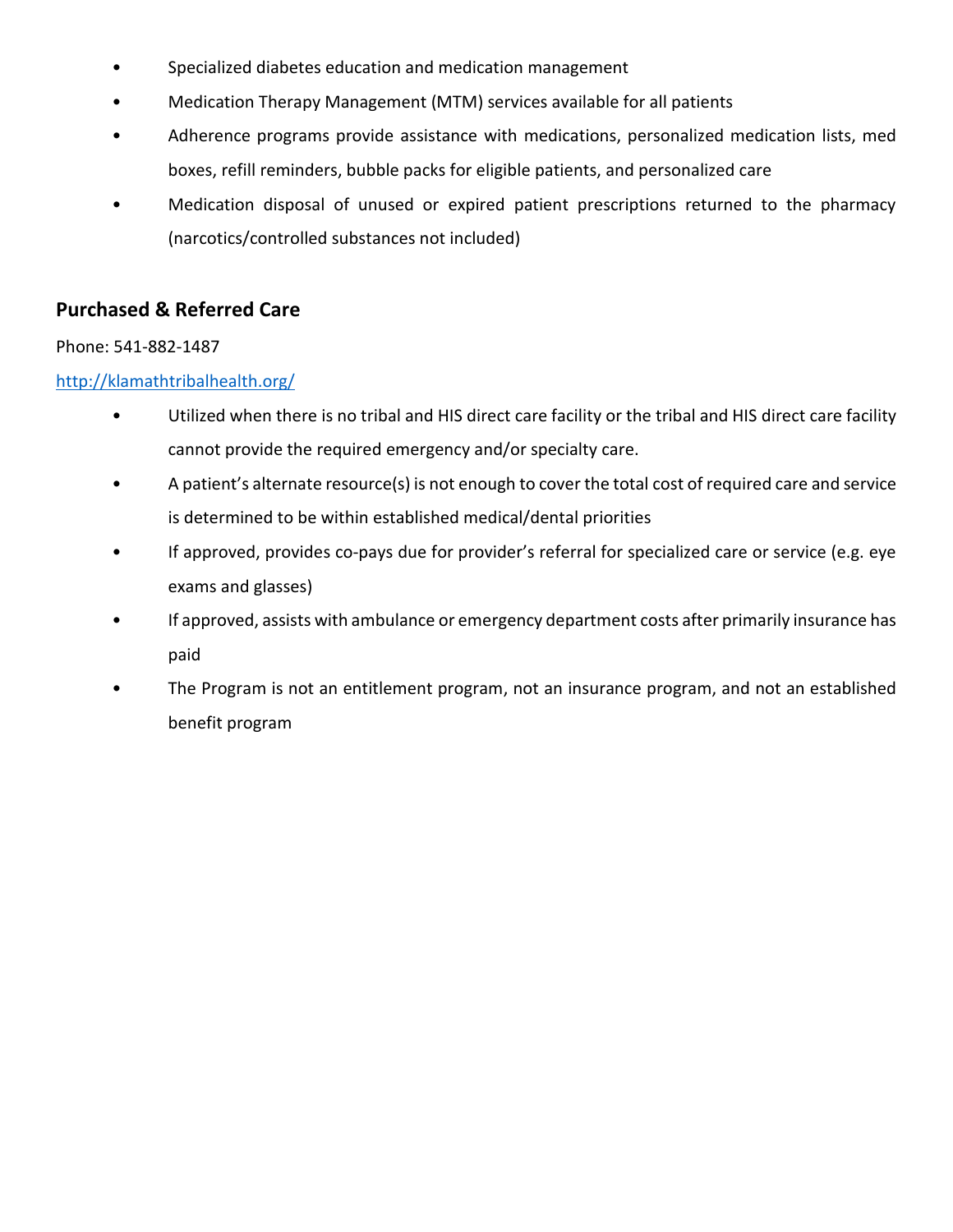- Specialized diabetes education and medication management
- Medication Therapy Management (MTM) services available for all patients
- Adherence programs provide assistance with medications, personalized medication lists, med boxes, refill reminders, bubble packs for eligible patients, and personalized care
- Medication disposal of unused or expired patient prescriptions returned to the pharmacy (narcotics/controlled substances not included)

## Purchased & Referred Care

Phone: 541-882-1487

http://klamathtribalhealth.org/

- Utilized when there is no tribal and HIS direct care facility or the tribal and HIS direct care facility cannot provide the required emergency and/or specialty care.
- A patient's alternate resource(s) is not enough to cover the total cost of required care and service is determined to be within established medical/dental priorities
- If approved, provides co-pays due for provider's referral for specialized care or service (e.g. eye exams and glasses)
- If approved, assists with ambulance or emergency department costs after primarily insurance has paid
- The Program is not an entitlement program, not an insurance program, and not an established benefit program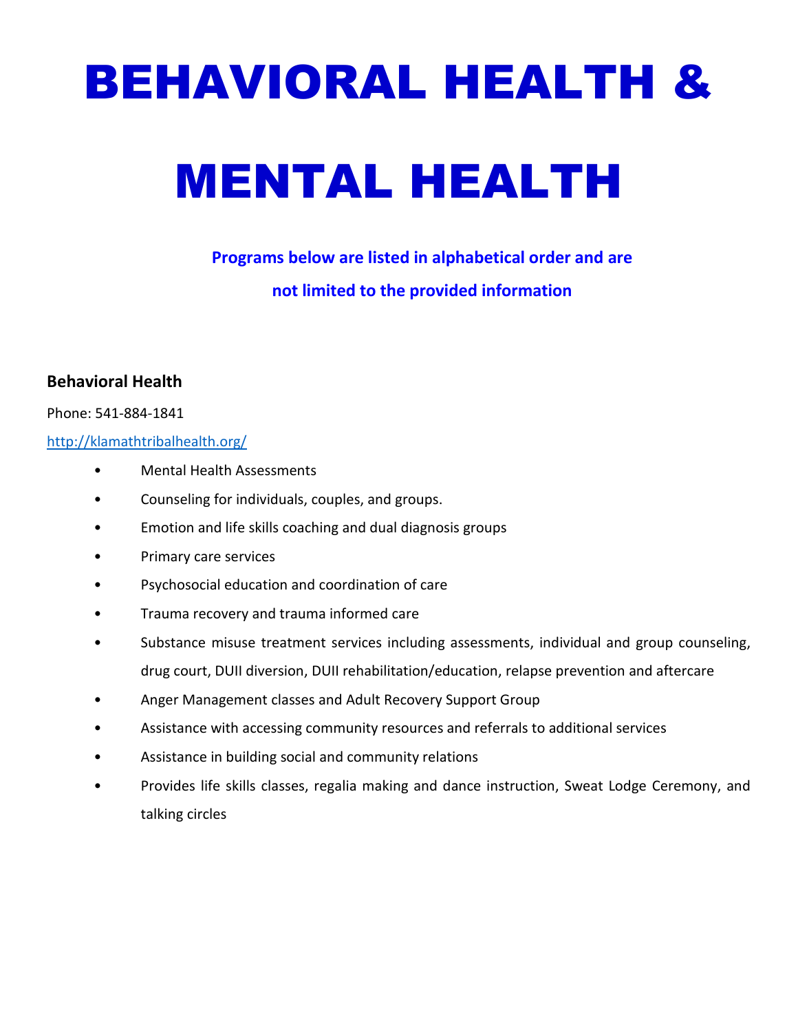# BEHAVIORAL HEALTH & MENTAL HEALTH

**Programs below are listed in alphabetical order and are not limited to the provided information**

### Behavioral Health

Phone: 541-884-1841

http://klamathtribalhealth.org/

- Mental Health Assessments
- Counseling for individuals, couples, and groups.
- Emotion and life skills coaching and dual diagnosis groups
- Primary care services
- Psychosocial education and coordination of care
- Trauma recovery and trauma informed care
- Substance misuse treatment services including assessments, individual and group counseling, drug court, DUII diversion, DUII rehabilitation/education, relapse prevention and aftercare
- Anger Management classes and Adult Recovery Support Group
- Assistance with accessing community resources and referrals to additional services
- Assistance in building social and community relations
- Provides life skills classes, regalia making and dance instruction, Sweat Lodge Ceremony, and talking circles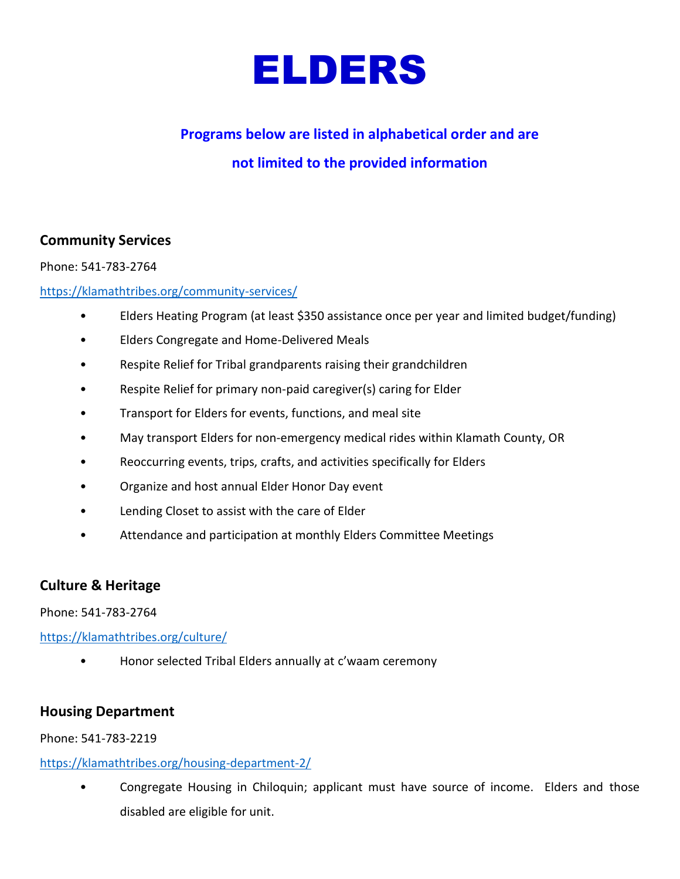# ELDERS

**Programs below are listed in alphabetical order and are not limited to the provided information**

### Community Services

Phone: 541-783-2764

https://klamathtribes.org/community-services/

- Elders Heating Program (at least $350 assistance once per year and limited budget/funding)
- Elders Congregate and Home-Delivered Meals
- Respite Relief for Tribal grandparents raising their grandchildren
- Respite Relief for primary non-paid caregiver(s) caring for Elder
- Transport for Elders for events, functions, and meal site
- May transport Elders for non-emergency medical rides within Klamath County, OR
- Reoccurring events, trips, crafts, and activities specifically for Elders
- Organize and host annual Elder Honor Day event
- Lending Closet to assist with the care of Elder
- Attendance and participation at monthly Elders Committee Meetings

### Culture & Heritage

Phone: 541-783-2764

https://klamathtribes.org/culture/

- Honor selected Tribal Elders annually at c'waam ceremony

### Housing Department

Phone: 541-783-2219

https://klamathtribes.org/housing-department-2/

- Congregate Housing in Chiloquin; applicant must have source of income. Elders and those disabled are eligible for unit.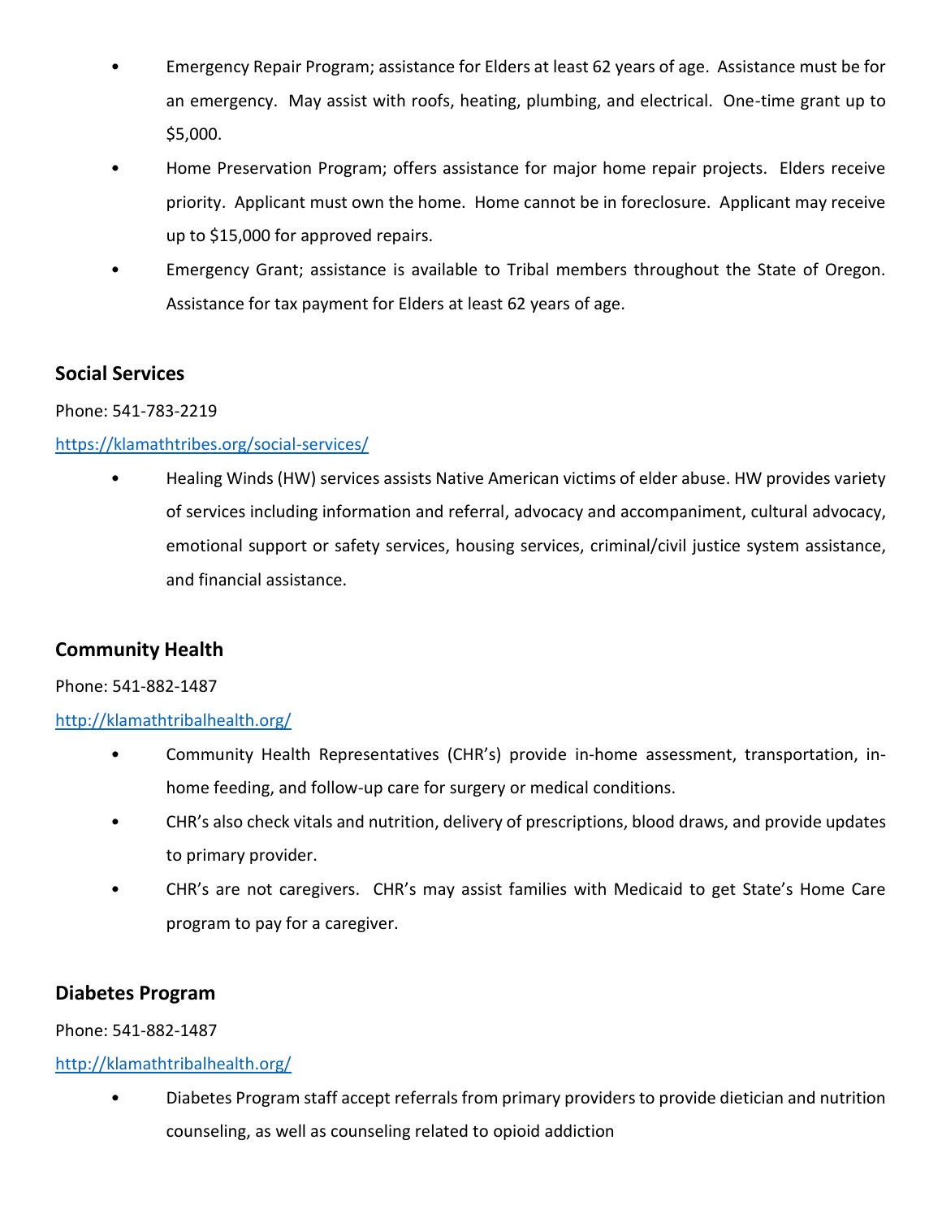- Emergency Repair Program; assistance for Elders at least 62 years of age. Assistance must be for an emergency. May assist with roofs, heating, plumbing, and electrical. One-time grant up to $5,000.
- Home Preservation Program; offers assistance for major home repair projects. Elders receive priority. Applicant must own the home. Home cannot be in foreclosure. Applicant may receive up to $15,000 for approved repairs.
- Emergency Grant; assistance is available to Tribal members throughout the State of Oregon. Assistance for tax payment for Elders at least 62 years of age.

### Social Services

Phone: 541-783-2219

https://klamathtribes.org/social-services/

- Healing Winds (HW) services assists Native American victims of elder abuse. HW provides variety of services including information and referral, advocacy and accompaniment, cultural advocacy, emotional support or safety services, housing services, criminal/civil justice system assistance, and financial assistance.

### Community Health

Phone: 541-882-1487

http://klamathtribalhealth.org/

- Community Health Representatives (CHR's) provide in-home assessment, transportation, in-home feeding, and follow-up care for surgery or medical conditions.
- CHR's also check vitals and nutrition, delivery of prescriptions, blood draws, and provide updates to primary provider.
- CHR's are not caregivers. CHR's may assist families with Medicaid to get State's Home Care program to pay for a caregiver.

### Diabetes Program

Phone: 541-882-1487

http://klamathtribalhealth.org/

- Diabetes Program staff accept referrals from primary providers to provide dietician and nutrition counseling, as well as counseling related to opioid addiction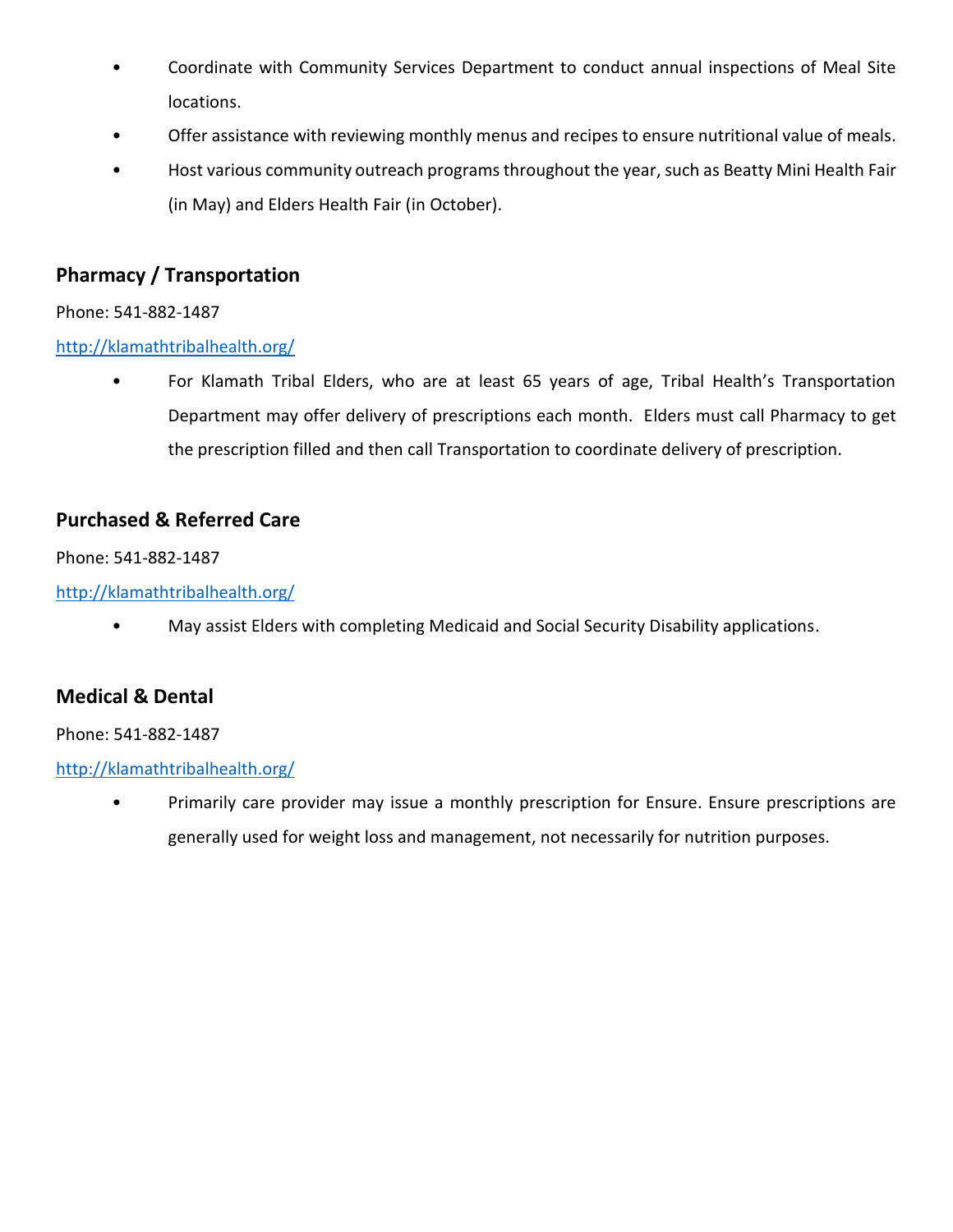- Coordinate with Community Services Department to conduct annual inspections of Meal Site locations.
- Offer assistance with reviewing monthly menus and recipes to ensure nutritional value of meals.
- Host various community outreach programs throughout the year, such as Beatty Mini Health Fair (in May) and Elders Health Fair (in October).

### Pharmacy / Transportation

Phone: 541-882-1487

http://klamathtribalhealth.org/

- For Klamath Tribal Elders, who are at least 65 years of age, Tribal Health's Transportation Department may offer delivery of prescriptions each month. Elders must call Pharmacy to get the prescription filled and then call Transportation to coordinate delivery of prescription.

### Purchased & Referred Care

Phone: 541-882-1487

http://klamathtribalhealth.org/

- May assist Elders with completing Medicaid and Social Security Disability applications.

### Medical & Dental

Phone: 541-882-1487

http://klamathtribalhealth.org/

- Primarily care provider may issue a monthly prescription for Ensure. Ensure prescriptions are generally used for weight loss and management, not necessarily for nutrition purposes.